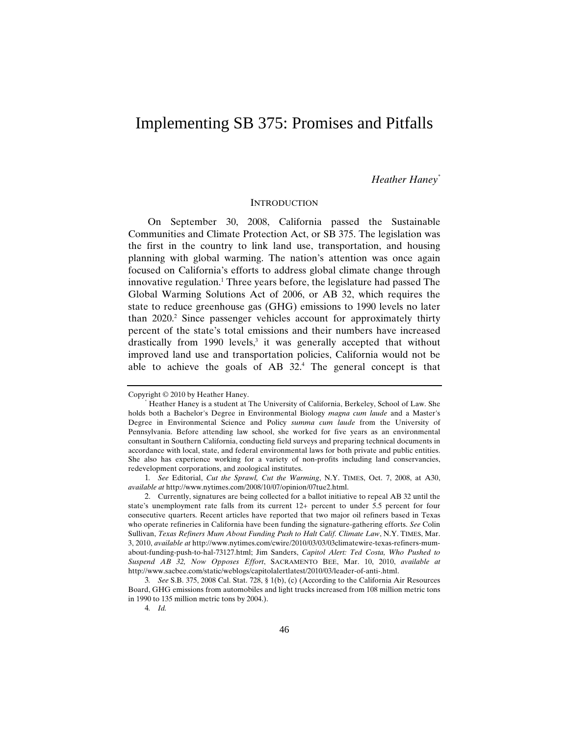# Implementing SB 375: Promises and Pitfalls

*Heather Haney*[*]

## INTRODUCTION

On September 30, 2008, California passed the Sustainable Communities and Climate Protection Act, or SB 375. The legislation was the first in the country to link land use, transportation, and housing planning with global warming. The nation's attention was once again focused on California's efforts to address global climate change through innovative regulation.[1] Three years before, the legislature had passed The Global Warming Solutions Act of 2006, or AB 32, which requires the state to reduce greenhouse gas (GHG) emissions to 1990 levels no later than 2020.[2] Since passenger vehicles account for approximately thirty percent of the state's total emissions and their numbers have increased drastically from 1990 levels,[3] it was generally accepted that without improved land use and transportation policies, California would not be able to achieve the goals of AB 32.[4] The general concept is that

---

Copyright © 2010 by Heather Haney.

[*] Heather Haney is a student at The University of California, Berkeley, School of Law. She holds both a Bachelor's Degree in Environmental Biology *magna cum laude* and a Master's Degree in Environmental Science and Policy *summa cum laude* from the University of Pennsylvania. Before attending law school, she worked for five years as an environmental consultant in Southern California, conducting field surveys and preparing technical documents in accordance with local, state, and federal environmental laws for both private and public entities. She also has experience working for a variety of non-profits including land conservancies, redevelopment corporations, and zoological institutes.

1. *See* Editorial, *Cut the Sprawl, Cut the Warming*, N.Y. TIMES, Oct. 7, 2008, at A30, *available at* http://www.nytimes.com/2008/10/07/opinion/07tue2.html.

2. Currently, signatures are being collected for a ballot initiative to repeal AB 32 until the state's unemployment rate falls from its current 12+ percent to under 5.5 percent for four consecutive quarters. Recent articles have reported that two major oil refiners based in Texas who operate refineries in California have been funding the signature-gathering efforts. *See* Colin Sullivan, *Texas Refiners Mum About Funding Push to Halt Calif. Climate Law*, N.Y. TIMES, Mar. 3, 2010, *available at* http://www.nytimes.com/cwire/2010/03/03/03climatewire-texas-refiners-mum-about-funding-push-to-hal-73127.html; Jim Sanders, *Capitol Alert: Ted Costa, Who Pushed to Suspend AB 32, Now Opposes Effort*, SACRAMENTO BEE, Mar. 10, 2010, *available at* http://www.sacbee.com/static/weblogs/capitolalertlatest/2010/03/leader-of-anti-.html.

3. *See* S.B. 375, 2008 Cal. Stat. 728, § 1(b), (c) (According to the California Air Resources Board, GHG emissions from automobiles and light trucks increased from 108 million metric tons in 1990 to 135 million metric tons by 2004.).

4. *Id.*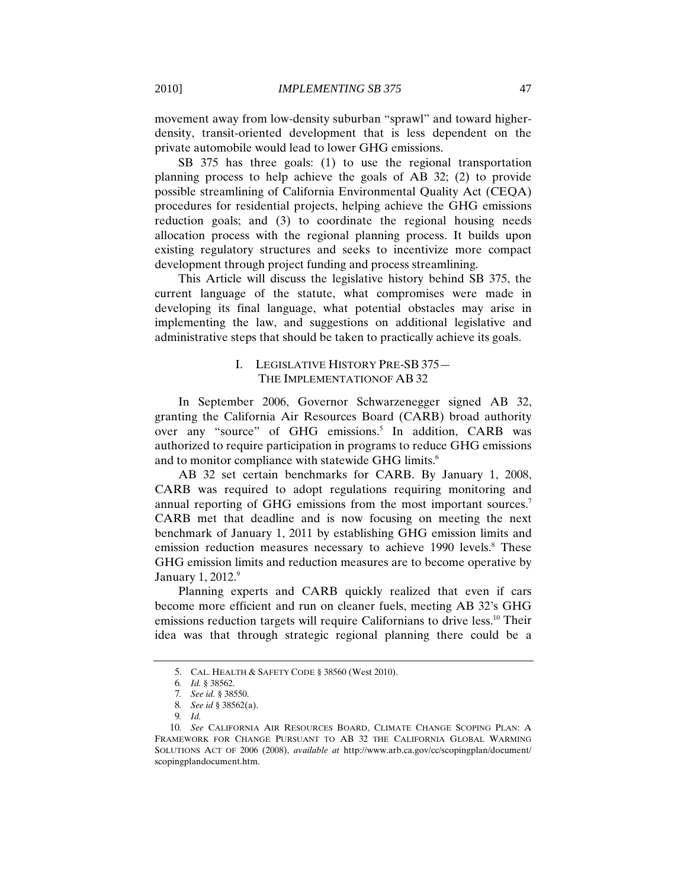movement away from low-density suburban "sprawl" and toward higher-density, transit-oriented development that is less dependent on the private automobile would lead to lower GHG emissions.

SB 375 has three goals: (1) to use the regional transportation planning process to help achieve the goals of AB 32; (2) to provide possible streamlining of California Environmental Quality Act (CEQA) procedures for residential projects, helping achieve the GHG emissions reduction goals; and (3) to coordinate the regional housing needs allocation process with the regional planning process. It builds upon existing regulatory structures and seeks to incentivize more compact development through project funding and process streamlining.

This Article will discuss the legislative history behind SB 375, the current language of the statute, what compromises were made in developing its final language, what potential obstacles may arise in implementing the law, and suggestions on additional legislative and administrative steps that should be taken to practically achieve its goals.

## I. LEGISLATIVE HISTORY PRE-SB 375—THE IMPLEMENTATIONOF AB 32

In September 2006, Governor Schwarzenegger signed AB 32, granting the California Air Resources Board (CARB) broad authority over any "source" of GHG emissions.[5] In addition, CARB was authorized to require participation in programs to reduce GHG emissions and to monitor compliance with statewide GHG limits.[6]

AB 32 set certain benchmarks for CARB. By January 1, 2008, CARB was required to adopt regulations requiring monitoring and annual reporting of GHG emissions from the most important sources.[7] CARB met that deadline and is now focusing on meeting the next benchmark of January 1, 2011 by establishing GHG emission limits and emission reduction measures necessary to achieve 1990 levels.[8] These GHG emission limits and reduction measures are to become operative by January 1, 2012.[9]

Planning experts and CARB quickly realized that even if cars become more efficient and run on cleaner fuels, meeting AB 32's GHG emissions reduction targets will require Californians to drive less.[10] Their idea was that through strategic regional planning there could be a

---

5. CAL. HEALTH & SAFETY CODE § 38560 (West 2010).

6. *Id.* § 38562.

7. *See id.* § 38550.

8. *See id* § 38562(a).

9. *Id.*

10. *See* CALIFORNIA AIR RESOURCES BOARD, CLIMATE CHANGE SCOPING PLAN: A FRAMEWORK FOR CHANGE PURSUANT TO AB 32 THE CALIFORNIA GLOBAL WARMING SOLUTIONS ACT OF 2006 (2008), *available at* http://www.arb.ca.gov/cc/scopingplan/document/scopingplandocument.htm.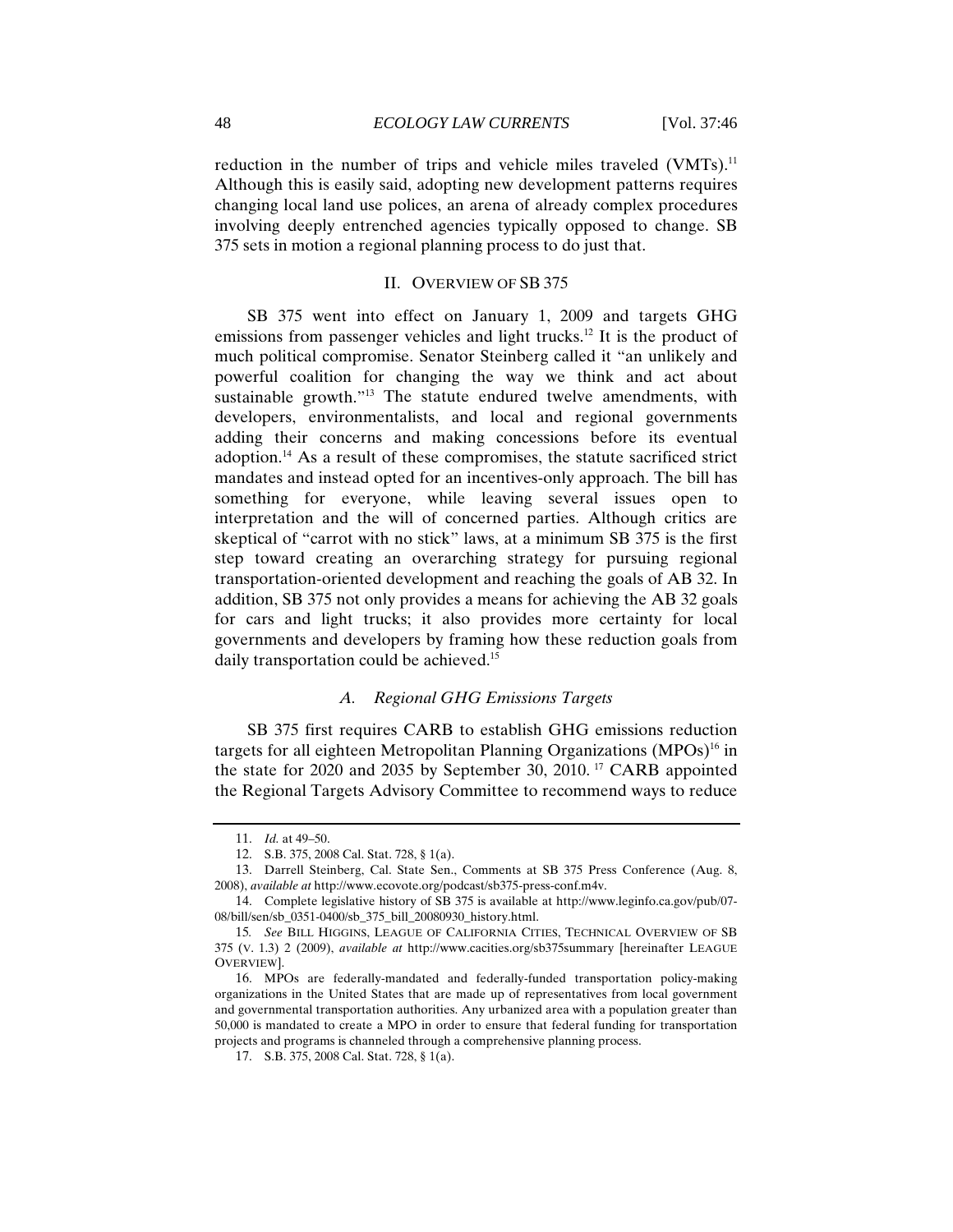reduction in the number of trips and vehicle miles traveled (VMTs).[11] Although this is easily said, adopting new development patterns requires changing local land use polices, an arena of already complex procedures involving deeply entrenched agencies typically opposed to change. SB 375 sets in motion a regional planning process to do just that.

## II. OVERVIEW OF SB 375

SB 375 went into effect on January 1, 2009 and targets GHG emissions from passenger vehicles and light trucks.[12] It is the product of much political compromise. Senator Steinberg called it "an unlikely and powerful coalition for changing the way we think and act about sustainable growth."[13] The statute endured twelve amendments, with developers, environmentalists, and local and regional governments adding their concerns and making concessions before its eventual adoption.[14] As a result of these compromises, the statute sacrificed strict mandates and instead opted for an incentives-only approach. The bill has something for everyone, while leaving several issues open to interpretation and the will of concerned parties. Although critics are skeptical of "carrot with no stick" laws, at a minimum SB 375 is the first step toward creating an overarching strategy for pursuing regional transportation-oriented development and reaching the goals of AB 32. In addition, SB 375 not only provides a means for achieving the AB 32 goals for cars and light trucks; it also provides more certainty for local governments and developers by framing how these reduction goals from daily transportation could be achieved.[15]

### *A. Regional GHG Emissions Targets*

SB 375 first requires CARB to establish GHG emissions reduction targets for all eighteen Metropolitan Planning Organizations (MPOs)[16] in the state for 2020 and 2035 by September 30, 2010.[17] CARB appointed the Regional Targets Advisory Committee to recommend ways to reduce

---

11. *Id.* at 49–50.

12. S.B. 375, 2008 Cal. Stat. 728, § 1(a).

13. Darrell Steinberg, Cal. State Sen., Comments at SB 375 Press Conference (Aug. 8, 2008), *available at* http://www.ecovote.org/podcast/sb375-press-conf.m4v.

14. Complete legislative history of SB 375 is available at http://www.leginfo.ca.gov/pub/07-08/bill/sen/sb_0351-0400/sb_375_bill_20080930_history.html.

15. *See* BILL HIGGINS, LEAGUE OF CALIFORNIA CITIES, TECHNICAL OVERVIEW OF SB 375 (V. 1.3) 2 (2009), *available at* http://www.cacities.org/sb375summary [hereinafter LEAGUE OVERVIEW].

16. MPOs are federally-mandated and federally-funded transportation policy-making organizations in the United States that are made up of representatives from local government and governmental transportation authorities. Any urbanized area with a population greater than 50,000 is mandated to create a MPO in order to ensure that federal funding for transportation projects and programs is channeled through a comprehensive planning process.

17. S.B. 375, 2008 Cal. Stat. 728, § 1(a).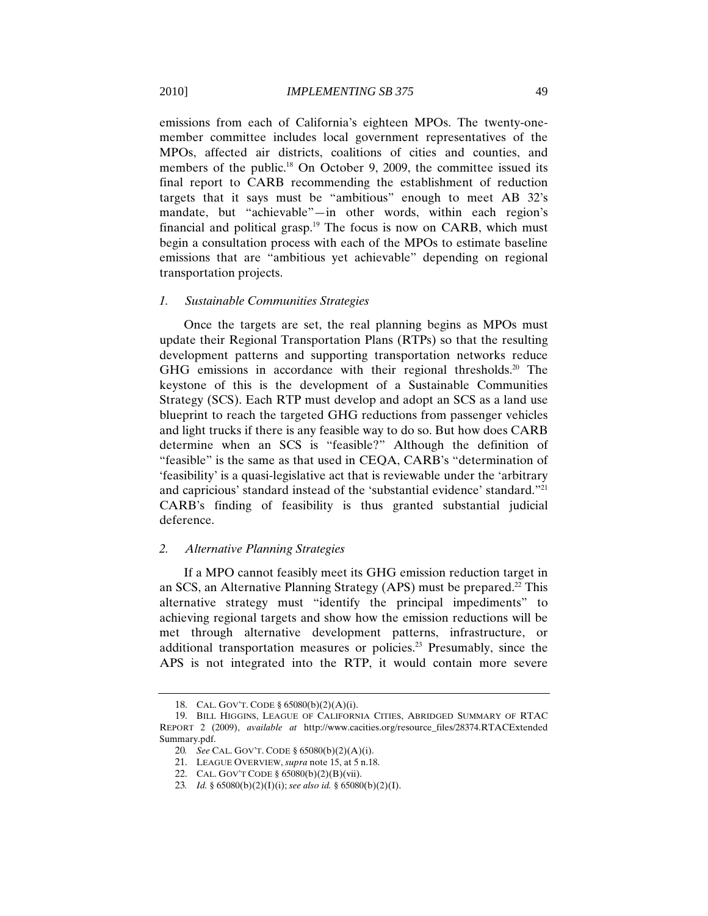emissions from each of California's eighteen MPOs. The twenty-one-member committee includes local government representatives of the MPOs, affected air districts, coalitions of cities and counties, and members of the public.[18] On October 9, 2009, the committee issued its final report to CARB recommending the establishment of reduction targets that it says must be "ambitious" enough to meet AB 32's mandate, but "achievable"—in other words, within each region's financial and political grasp.[19] The focus is now on CARB, which must begin a consultation process with each of the MPOs to estimate baseline emissions that are "ambitious yet achievable" depending on regional transportation projects.

### *1. Sustainable Communities Strategies*

Once the targets are set, the real planning begins as MPOs must update their Regional Transportation Plans (RTPs) so that the resulting development patterns and supporting transportation networks reduce GHG emissions in accordance with their regional thresholds.[20] The keystone of this is the development of a Sustainable Communities Strategy (SCS). Each RTP must develop and adopt an SCS as a land use blueprint to reach the targeted GHG reductions from passenger vehicles and light trucks if there is any feasible way to do so. But how does CARB determine when an SCS is "feasible?" Although the definition of "feasible" is the same as that used in CEQA, CARB's "determination of 'feasibility' is a quasi-legislative act that is reviewable under the 'arbitrary and capricious' standard instead of the 'substantial evidence' standard."[21] CARB's finding of feasibility is thus granted substantial judicial deference.

### *2. Alternative Planning Strategies*

If a MPO cannot feasibly meet its GHG emission reduction target in an SCS, an Alternative Planning Strategy (APS) must be prepared.[22] This alternative strategy must "identify the principal impediments" to achieving regional targets and show how the emission reductions will be met through alternative development patterns, infrastructure, or additional transportation measures or policies.[23] Presumably, since the APS is not integrated into the RTP, it would contain more severe

---

18. CAL. GOV'T. CODE § 65080(b)(2)(A)(i).

19. BILL HIGGINS, LEAGUE OF CALIFORNIA CITIES, ABRIDGED SUMMARY OF RTAC REPORT 2 (2009), *available at* http://www.cacities.org/resource_files/28374.RTACExtended Summary.pdf.

20. *See* CAL. GOV'T. CODE § 65080(b)(2)(A)(i).

21. LEAGUE OVERVIEW, *supra* note 15, at 5 n.18.

22. CAL. GOV'T CODE § 65080(b)(2)(B)(vii).

23. *Id.* § 65080(b)(2)(I)(i); *see also id.* § 65080(b)(2)(I).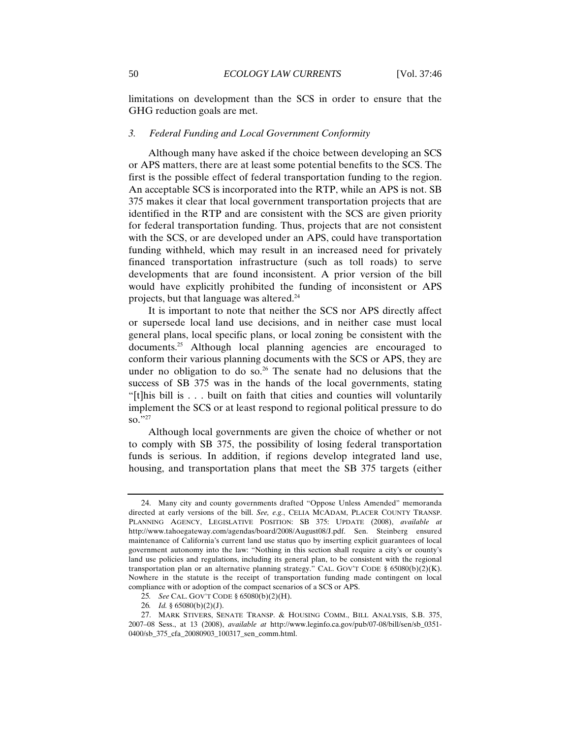limitations on development than the SCS in order to ensure that the GHG reduction goals are met.

### *3. Federal Funding and Local Government Conformity*

Although many have asked if the choice between developing an SCS or APS matters, there are at least some potential benefits to the SCS. The first is the possible effect of federal transportation funding to the region. An acceptable SCS is incorporated into the RTP, while an APS is not. SB 375 makes it clear that local government transportation projects that are identified in the RTP and are consistent with the SCS are given priority for federal transportation funding. Thus, projects that are not consistent with the SCS, or are developed under an APS, could have transportation funding withheld, which may result in an increased need for privately financed transportation infrastructure (such as toll roads) to serve developments that are found inconsistent. A prior version of the bill would have explicitly prohibited the funding of inconsistent or APS projects, but that language was altered.[24]

It is important to note that neither the SCS nor APS directly affect or supersede local land use decisions, and in neither case must local general plans, local specific plans, or local zoning be consistent with the documents.[25] Although local planning agencies are encouraged to conform their various planning documents with the SCS or APS, they are under no obligation to do so.[26] The senate had no delusions that the success of SB 375 was in the hands of the local governments, stating "[t]his bill is . . . built on faith that cities and counties will voluntarily implement the SCS or at least respond to regional political pressure to do so."[27]

Although local governments are given the choice of whether or not to comply with SB 375, the possibility of losing federal transportation funds is serious. In addition, if regions develop integrated land use, housing, and transportation plans that meet the SB 375 targets (either

---

24. Many city and county governments drafted "Oppose Unless Amended" memoranda directed at early versions of the bill. *See, e.g.*, CELIA MCADAM, PLACER COUNTY TRANSP. PLANNING AGENCY, LEGISLATIVE POSITION: SB 375: UPDATE (2008), *available at* http://www.tahoegateway.com/agendas/board/2008/August08/J.pdf. Sen. Steinberg ensured maintenance of California's current land use status quo by inserting explicit guarantees of local government autonomy into the law: "Nothing in this section shall require a city's or county's land use policies and regulations, including its general plan, to be consistent with the regional transportation plan or an alternative planning strategy." CAL. GOV'T CODE § 65080(b)(2)(K). Nowhere in the statute is the receipt of transportation funding made contingent on local compliance with or adoption of the compact scenarios of a SCS or APS.

25. *See* CAL. GOV'T CODE § 65080(b)(2)(H).

26. *Id.* § 65080(b)(2)(J).

27. MARK STIVERS, SENATE TRANSP. & HOUSING COMM., BILL ANALYSIS, S.B. 375, 2007–08 Sess., at 13 (2008), *available at* http://www.leginfo.ca.gov/pub/07-08/bill/sen/sb_0351-0400/sb_375_cfa_20080903_100317_sen_comm.html.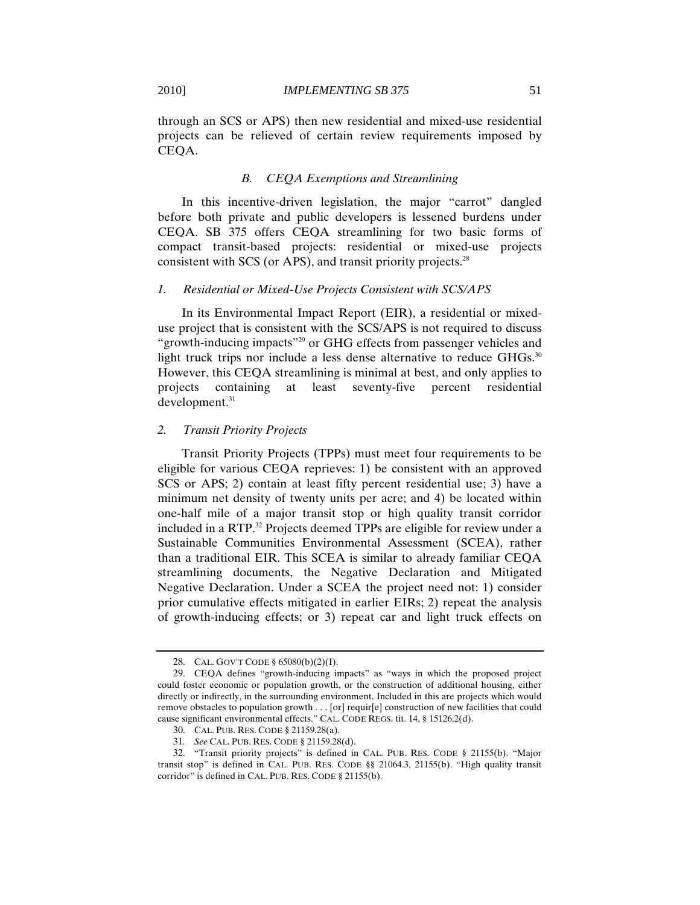through an SCS or APS) then new residential and mixed-use residential projects can be relieved of certain review requirements imposed by CEQA.

### *B. CEQA Exemptions and Streamlining*

In this incentive-driven legislation, the major "carrot" dangled before both private and public developers is lessened burdens under CEQA. SB 375 offers CEQA streamlining for two basic forms of compact transit-based projects: residential or mixed-use projects consistent with SCS (or APS), and transit priority projects.[28]

#### *1. Residential or Mixed-Use Projects Consistent with SCS/APS*

In its Environmental Impact Report (EIR), a residential or mixed-use project that is consistent with the SCS/APS is not required to discuss "growth-inducing impacts"[29] or GHG effects from passenger vehicles and light truck trips nor include a less dense alternative to reduce GHGs.[30] However, this CEQA streamlining is minimal at best, and only applies to projects containing at least seventy-five percent residential development.[31]

#### *2. Transit Priority Projects*

Transit Priority Projects (TPPs) must meet four requirements to be eligible for various CEQA reprieves: 1) be consistent with an approved SCS or APS; 2) contain at least fifty percent residential use; 3) have a minimum net density of twenty units per acre; and 4) be located within one-half mile of a major transit stop or high quality transit corridor included in a RTP.[32] Projects deemed TPPs are eligible for review under a Sustainable Communities Environmental Assessment (SCEA), rather than a traditional EIR. This SCEA is similar to already familiar CEQA streamlining documents, the Negative Declaration and Mitigated Negative Declaration. Under a SCEA the project need not: 1) consider prior cumulative effects mitigated in earlier EIRs; 2) repeat the analysis of growth-inducing effects; or 3) repeat car and light truck effects on

---

28. CAL. GOV'T CODE § 65080(b)(2)(I).

29. CEQA defines "growth-inducing impacts" as "ways in which the proposed project could foster economic or population growth, or the construction of additional housing, either directly or indirectly, in the surrounding environment. Included in this are projects which would remove obstacles to population growth . . . [or] requir[e] construction of new facilities that could cause significant environmental effects." CAL. CODE REGS. tit. 14, § 15126.2(d).

30. CAL. PUB. RES. CODE § 21159.28(a).

31. *See* CAL. PUB. RES. CODE § 21159.28(d).

32. "Transit priority projects" is defined in CAL. PUB. RES. CODE § 21155(b). "Major transit stop" is defined in CAL. PUB. RES. CODE §§ 21064.3, 21155(b). "High quality transit corridor" is defined in CAL. PUB. RES. CODE § 21155(b).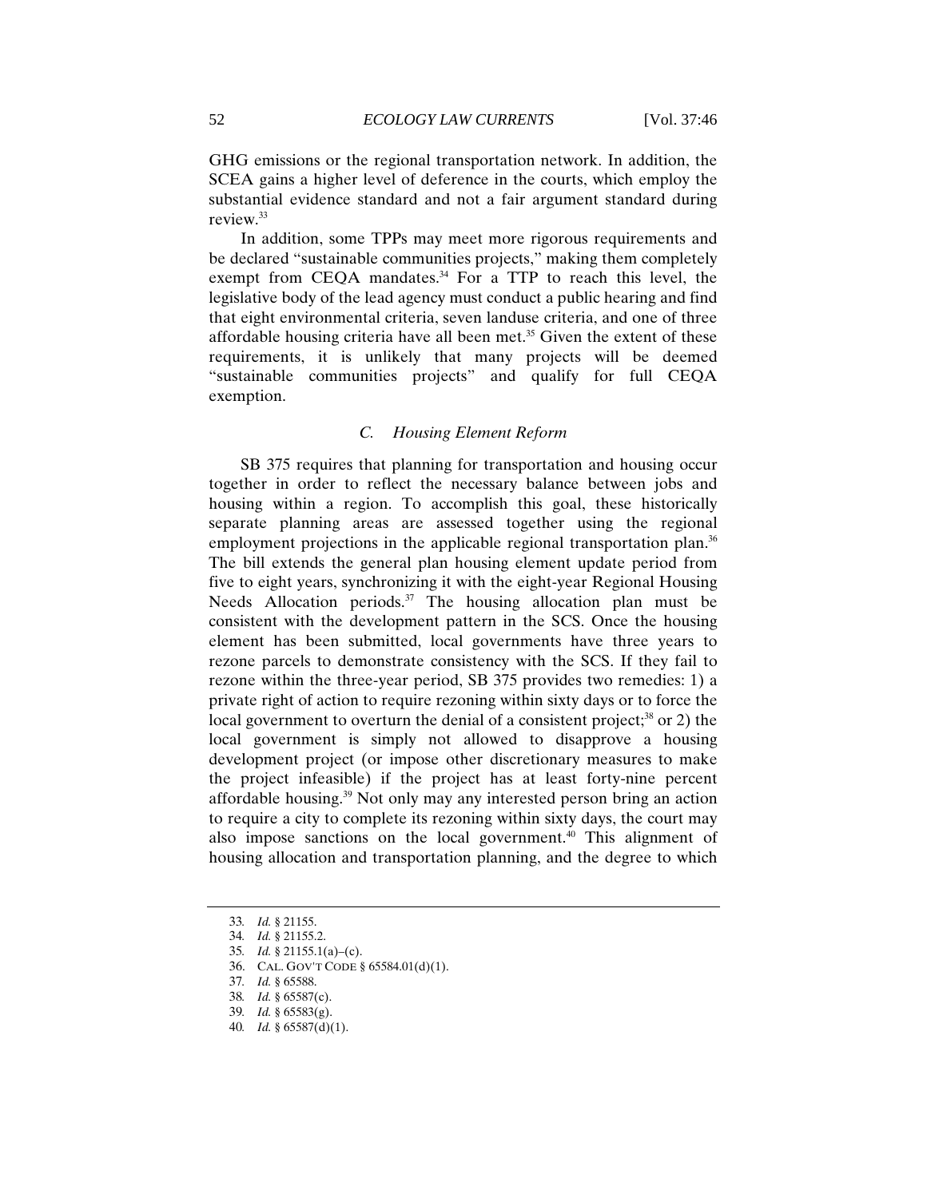GHG emissions or the regional transportation network. In addition, the SCEA gains a higher level of deference in the courts, which employ the substantial evidence standard and not a fair argument standard during review.[33]

In addition, some TPPs may meet more rigorous requirements and be declared "sustainable communities projects," making them completely exempt from CEQA mandates.[34] For a TTP to reach this level, the legislative body of the lead agency must conduct a public hearing and find that eight environmental criteria, seven landuse criteria, and one of three affordable housing criteria have all been met.[35] Given the extent of these requirements, it is unlikely that many projects will be deemed "sustainable communities projects" and qualify for full CEQA exemption.

### *C. Housing Element Reform*

SB 375 requires that planning for transportation and housing occur together in order to reflect the necessary balance between jobs and housing within a region. To accomplish this goal, these historically separate planning areas are assessed together using the regional employment projections in the applicable regional transportation plan.[36] The bill extends the general plan housing element update period from five to eight years, synchronizing it with the eight-year Regional Housing Needs Allocation periods.[37] The housing allocation plan must be consistent with the development pattern in the SCS. Once the housing element has been submitted, local governments have three years to rezone parcels to demonstrate consistency with the SCS. If they fail to rezone within the three-year period, SB 375 provides two remedies: 1) a private right of action to require rezoning within sixty days or to force the local government to overturn the denial of a consistent project;[38] or 2) the local government is simply not allowed to disapprove a housing development project (or impose other discretionary measures to make the project infeasible) if the project has at least forty-nine percent affordable housing.[39] Not only may any interested person bring an action to require a city to complete its rezoning within sixty days, the court may also impose sanctions on the local government.[40] This alignment of housing allocation and transportation planning, and the degree to which

---

33. *Id.* § 21155.
34. *Id.* § 21155.2.
35. *Id.* § 21155.1(a)–(c).
36. CAL. GOV'T CODE § 65584.01(d)(1).
37. *Id.* § 65588.
38. *Id.* § 65587(c).
39. *Id.* § 65583(g).
40. *Id.* § 65587(d)(1).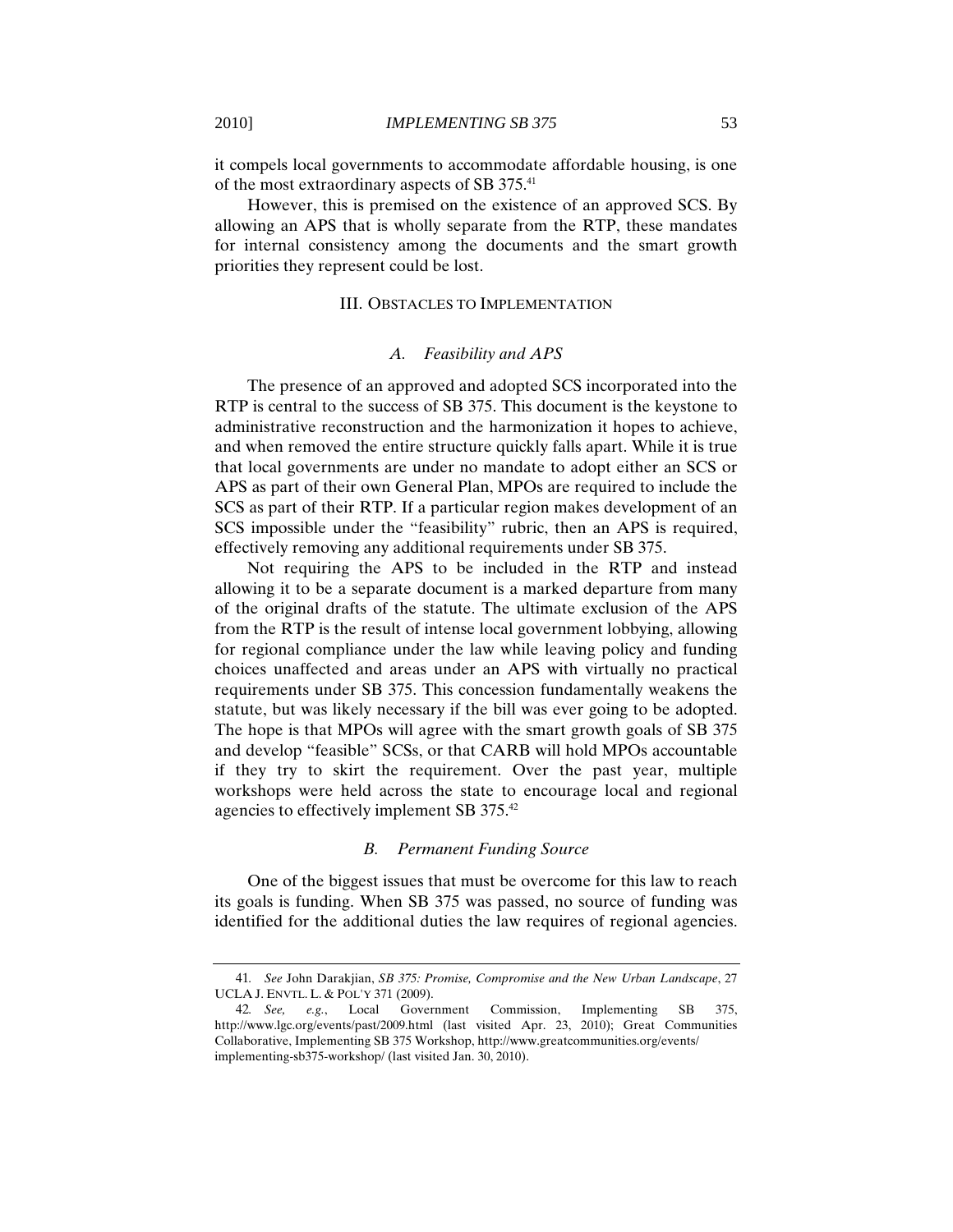it compels local governments to accommodate affordable housing, is one of the most extraordinary aspects of SB 375.[41]

However, this is premised on the existence of an approved SCS. By allowing an APS that is wholly separate from the RTP, these mandates for internal consistency among the documents and the smart growth priorities they represent could be lost.

## III. Obstacles to Implementation

### *A. Feasibility and APS*

The presence of an approved and adopted SCS incorporated into the RTP is central to the success of SB 375. This document is the keystone to administrative reconstruction and the harmonization it hopes to achieve, and when removed the entire structure quickly falls apart. While it is true that local governments are under no mandate to adopt either an SCS or APS as part of their own General Plan, MPOs are required to include the SCS as part of their RTP. If a particular region makes development of an SCS impossible under the "feasibility" rubric, then an APS is required, effectively removing any additional requirements under SB 375.

Not requiring the APS to be included in the RTP and instead allowing it to be a separate document is a marked departure from many of the original drafts of the statute. The ultimate exclusion of the APS from the RTP is the result of intense local government lobbying, allowing for regional compliance under the law while leaving policy and funding choices unaffected and areas under an APS with virtually no practical requirements under SB 375. This concession fundamentally weakens the statute, but was likely necessary if the bill was ever going to be adopted. The hope is that MPOs will agree with the smart growth goals of SB 375 and develop "feasible" SCSs, or that CARB will hold MPOs accountable if they try to skirt the requirement. Over the past year, multiple workshops were held across the state to encourage local and regional agencies to effectively implement SB 375.[42]

### *B. Permanent Funding Source*

One of the biggest issues that must be overcome for this law to reach its goals is funding. When SB 375 was passed, no source of funding was identified for the additional duties the law requires of regional agencies.

---

41. *See* John Darakjian, *SB 375: Promise, Compromise and the New Urban Landscape*, 27 UCLA J. ENVTL. L. & POL'Y 371 (2009).

42. *See, e.g.*, Local Government Commission, Implementing SB 375, http://www.lgc.org/events/past/2009.html (last visited Apr. 23, 2010); Great Communities Collaborative, Implementing SB 375 Workshop, http://www.greatcommunities.org/events/implementing-sb375-workshop/ (last visited Jan. 30, 2010).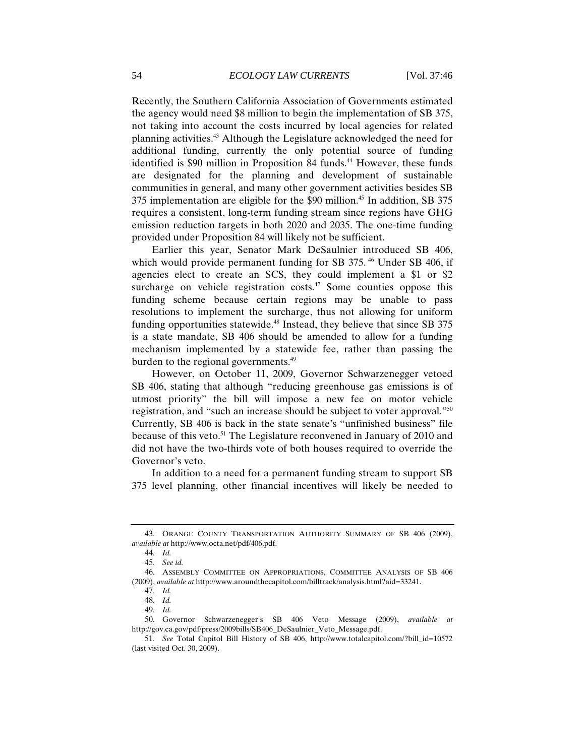Recently, the Southern California Association of Governments estimated the agency would need $8 million to begin the implementation of SB 375, not taking into account the costs incurred by local agencies for related planning activities.[43] Although the Legislature acknowledged the need for additional funding, currently the only potential source of funding identified is $90 million in Proposition 84 funds.[44] However, these funds are designated for the planning and development of sustainable communities in general, and many other government activities besides SB 375 implementation are eligible for the $90 million.[45] In addition, SB 375 requires a consistent, long-term funding stream since regions have GHG emission reduction targets in both 2020 and 2035. The one-time funding provided under Proposition 84 will likely not be sufficient.

Earlier this year, Senator Mark DeSaulnier introduced SB 406, which would provide permanent funding for SB 375.[46] Under SB 406, if agencies elect to create an SCS, they could implement a $1 or $2 surcharge on vehicle registration costs.[47] Some counties oppose this funding scheme because certain regions may be unable to pass resolutions to implement the surcharge, thus not allowing for uniform funding opportunities statewide.[48] Instead, they believe that since SB 375 is a state mandate, SB 406 should be amended to allow for a funding mechanism implemented by a statewide fee, rather than passing the burden to the regional governments.[49]

However, on October 11, 2009, Governor Schwarzenegger vetoed SB 406, stating that although "reducing greenhouse gas emissions is of utmost priority" the bill will impose a new fee on motor vehicle registration, and "such an increase should be subject to voter approval."[50] Currently, SB 406 is back in the state senate's "unfinished business" file because of this veto.[51] The Legislature reconvened in January of 2010 and did not have the two-thirds vote of both houses required to override the Governor's veto.

In addition to a need for a permanent funding stream to support SB 375 level planning, other financial incentives will likely be needed to

---

43. ORANGE COUNTY TRANSPORTATION AUTHORITY SUMMARY OF SB 406 (2009), *available at* http://www.octa.net/pdf/406.pdf.

44. *Id.*

45. *See id.*

46. ASSEMBLY COMMITTEE ON APPROPRIATIONS, COMMITTEE ANALYSIS OF SB 406 (2009), *available at* http://www.aroundthecapitol.com/billtrack/analysis.html?aid=33241.

47. *Id.*

48. *Id.*

49. *Id.*

50. Governor Schwarzenegger's SB 406 Veto Message (2009), *available at* http://gov.ca.gov/pdf/press/2009bills/SB406_DeSaulnier_Veto_Message.pdf.

51. *See* Total Capitol Bill History of SB 406, http://www.totalcapitol.com/?bill_id=10572 (last visited Oct. 30, 2009).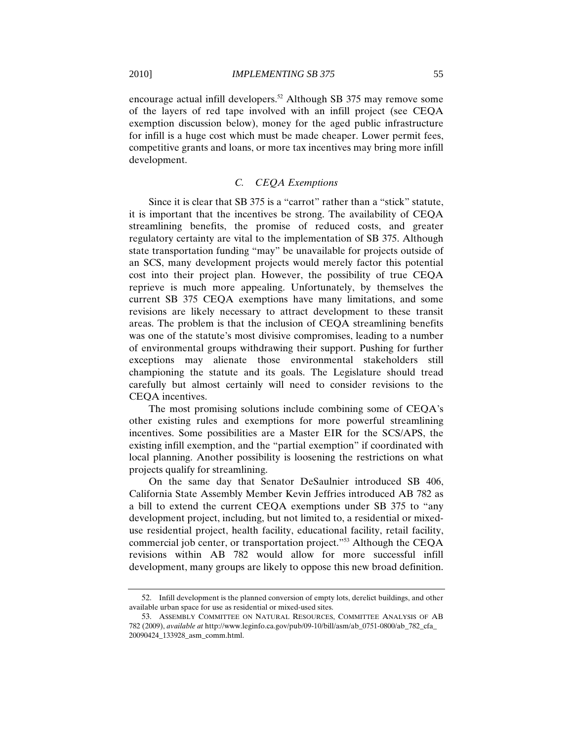encourage actual infill developers.[52] Although SB 375 may remove some of the layers of red tape involved with an infill project (see CEQA exemption discussion below), money for the aged public infrastructure for infill is a huge cost which must be made cheaper. Lower permit fees, competitive grants and loans, or more tax incentives may bring more infill development.

### *C. CEQA Exemptions*

Since it is clear that SB 375 is a "carrot" rather than a "stick" statute, it is important that the incentives be strong. The availability of CEQA streamlining benefits, the promise of reduced costs, and greater regulatory certainty are vital to the implementation of SB 375. Although state transportation funding "may" be unavailable for projects outside of an SCS, many development projects would merely factor this potential cost into their project plan. However, the possibility of true CEQA reprieve is much more appealing. Unfortunately, by themselves the current SB 375 CEQA exemptions have many limitations, and some revisions are likely necessary to attract development to these transit areas. The problem is that the inclusion of CEQA streamlining benefits was one of the statute's most divisive compromises, leading to a number of environmental groups withdrawing their support. Pushing for further exceptions may alienate those environmental stakeholders still championing the statute and its goals. The Legislature should tread carefully but almost certainly will need to consider revisions to the CEQA incentives.

The most promising solutions include combining some of CEQA's other existing rules and exemptions for more powerful streamlining incentives. Some possibilities are a Master EIR for the SCS/APS, the existing infill exemption, and the "partial exemption" if coordinated with local planning. Another possibility is loosening the restrictions on what projects qualify for streamlining.

On the same day that Senator DeSaulnier introduced SB 406, California State Assembly Member Kevin Jeffries introduced AB 782 as a bill to extend the current CEQA exemptions under SB 375 to "any development project, including, but not limited to, a residential or mixed-use residential project, health facility, educational facility, retail facility, commercial job center, or transportation project."[53] Although the CEQA revisions within AB 782 would allow for more successful infill development, many groups are likely to oppose this new broad definition.

---

52. Infill development is the planned conversion of empty lots, derelict buildings, and other available urban space for use as residential or mixed-used sites.

53. ASSEMBLY COMMITTEE ON NATURAL RESOURCES, COMMITTEE ANALYSIS OF AB 782 (2009), *available at* http://www.leginfo.ca.gov/pub/09-10/bill/asm/ab_0751-0800/ab_782_cfa_20090424_133928_asm_comm.html.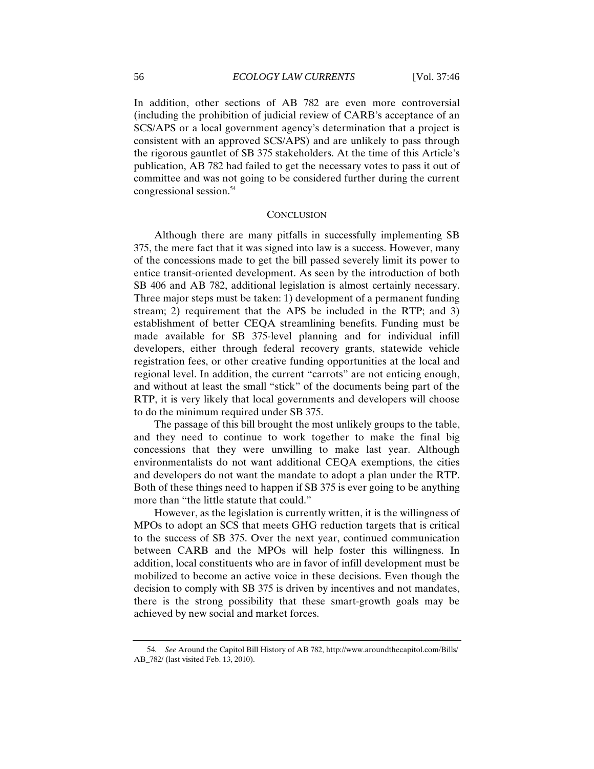In addition, other sections of AB 782 are even more controversial (including the prohibition of judicial review of CARB's acceptance of an SCS/APS or a local government agency's determination that a project is consistent with an approved SCS/APS) and are unlikely to pass through the rigorous gauntlet of SB 375 stakeholders. At the time of this Article's publication, AB 782 had failed to get the necessary votes to pass it out of committee and was not going to be considered further during the current congressional session.[54]

## CONCLUSION

Although there are many pitfalls in successfully implementing SB 375, the mere fact that it was signed into law is a success. However, many of the concessions made to get the bill passed severely limit its power to entice transit-oriented development. As seen by the introduction of both SB 406 and AB 782, additional legislation is almost certainly necessary. Three major steps must be taken: 1) development of a permanent funding stream; 2) requirement that the APS be included in the RTP; and 3) establishment of better CEQA streamlining benefits. Funding must be made available for SB 375-level planning and for individual infill developers, either through federal recovery grants, statewide vehicle registration fees, or other creative funding opportunities at the local and regional level. In addition, the current "carrots" are not enticing enough, and without at least the small "stick" of the documents being part of the RTP, it is very likely that local governments and developers will choose to do the minimum required under SB 375.

The passage of this bill brought the most unlikely groups to the table, and they need to continue to work together to make the final big concessions that they were unwilling to make last year. Although environmentalists do not want additional CEQA exemptions, the cities and developers do not want the mandate to adopt a plan under the RTP. Both of these things need to happen if SB 375 is ever going to be anything more than "the little statute that could."

However, as the legislation is currently written, it is the willingness of MPOs to adopt an SCS that meets GHG reduction targets that is critical to the success of SB 375. Over the next year, continued communication between CARB and the MPOs will help foster this willingness. In addition, local constituents who are in favor of infill development must be mobilized to become an active voice in these decisions. Even though the decision to comply with SB 375 is driven by incentives and not mandates, there is the strong possibility that these smart-growth goals may be achieved by new social and market forces.

---

54. *See* Around the Capitol Bill History of AB 782, http://www.aroundthecapitol.com/Bills/AB_782/ (last visited Feb. 13, 2010).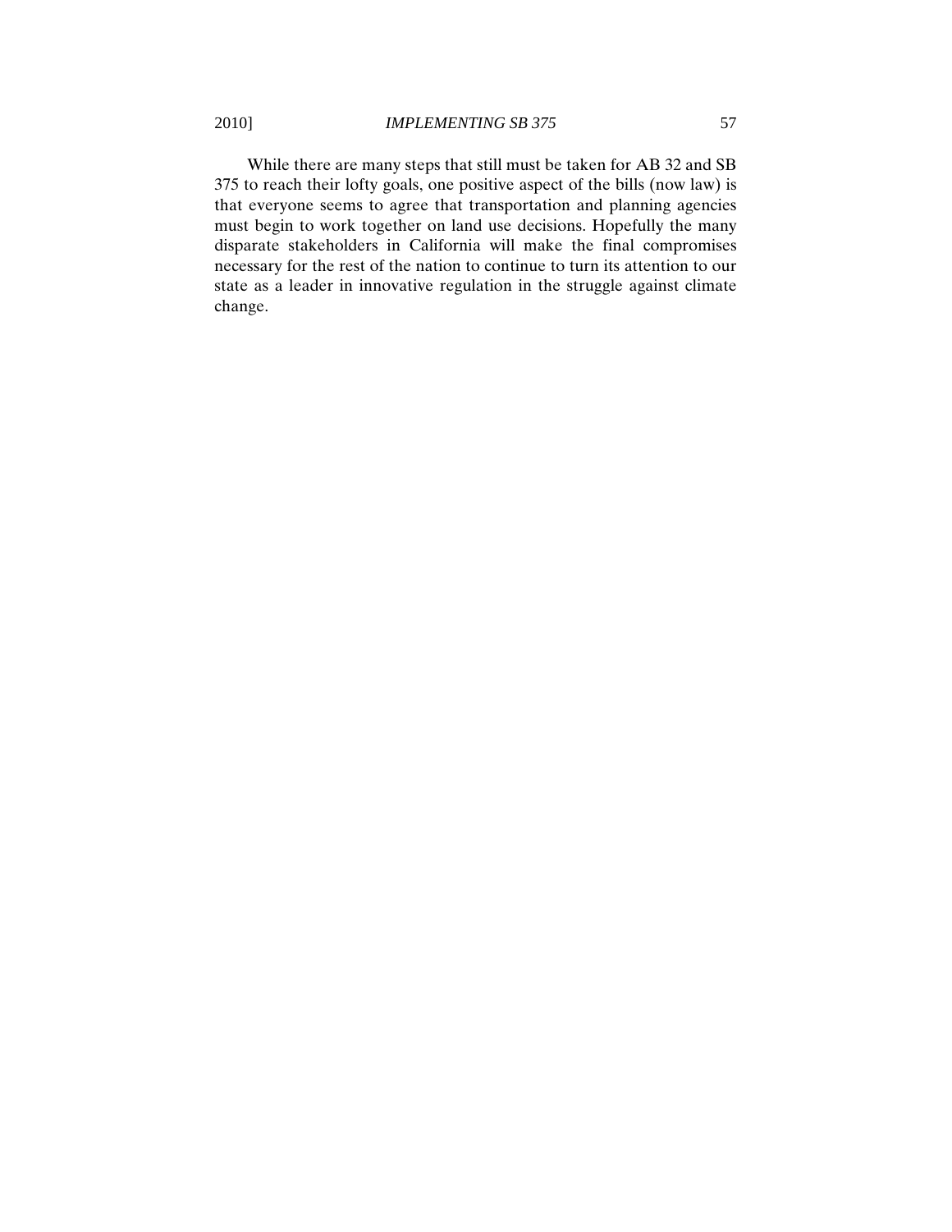While there are many steps that still must be taken for AB 32 and SB 375 to reach their lofty goals, one positive aspect of the bills (now law) is that everyone seems to agree that transportation and planning agencies must begin to work together on land use decisions. Hopefully the many disparate stakeholders in California will make the final compromises necessary for the rest of the nation to continue to turn its attention to our state as a leader in innovative regulation in the struggle against climate change.